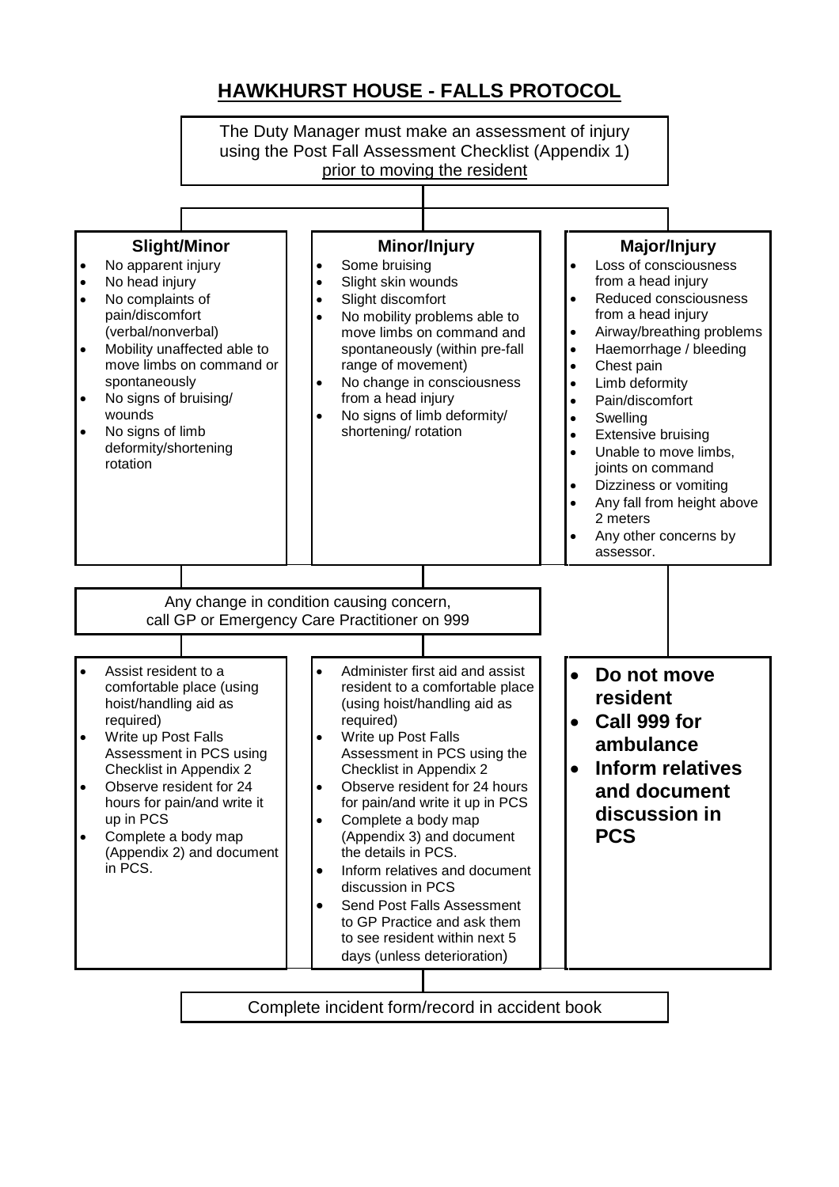# HAWKHURST HOUSE - FALLS PROTOCOL

The Duty Manager must make an assessment of injury using the Post Fall Assessment Checklist (Appendix 1) prior to moving the resident

### Slight/Minor

- No apparent injury
- No head injury
- No complaints of pain/discomfort (verbal/nonverbal)
- Mobility unaffected able to move limbs on command or spontaneously
- No signs of bruising/ wounds
- No signs of limb deformity/shortening rotation

### Minor/Injury

- Some bruising
- Slight skin wounds
- Slight discomfort
- No mobility problems able to move limbs on command and spontaneously (within pre-fall range of movement)
- No change in consciousness from a head injury
- No signs of limb deformity/ shortening/ rotation

### Major/Injury

- Loss of consciousness from a head injury
- Reduced consciousness from a head injury
- Airway/breathing problems
- Haemorrhage / bleeding
- Chest pain
- Limb deformity
- Pain/discomfort
- Swelling
- Extensive bruising
- Unable to move limbs, joints on command
- Dizziness or vomiting
- Any fall from height above 2 meters
- Any other concerns by assessor.

Any change in condition causing concern, call GP or Emergency Care Practitioner on 999

**Slight/Minor:**

- Assist resident to a comfortable place (using hoist/handling aid as required)
- Write up Post Falls Assessment in PCS using Checklist in Appendix 2
- Observe resident for 24 hours for pain/and write it up in PCS
- Complete a body map (Appendix 2) and document in PCS.

**Minor/Injury:**

- Administer first aid and assist resident to a comfortable place (using hoist/handling aid as required)
- Write up Post Falls Assessment in PCS using the Checklist in Appendix 2
- Observe resident for 24 hours for pain/and write it up in PCS
- Complete a body map (Appendix 3) and document the details in PCS.
- Inform relatives and document discussion in PCS
- Send Post Falls Assessment to GP Practice and ask them to see resident within next 5 days (unless deterioration)

**Major/Injury:**

- **Do not move resident**
- **Call 999 for ambulance**
- **Inform relatives and document discussion in PCS**

Complete incident form/record in accident book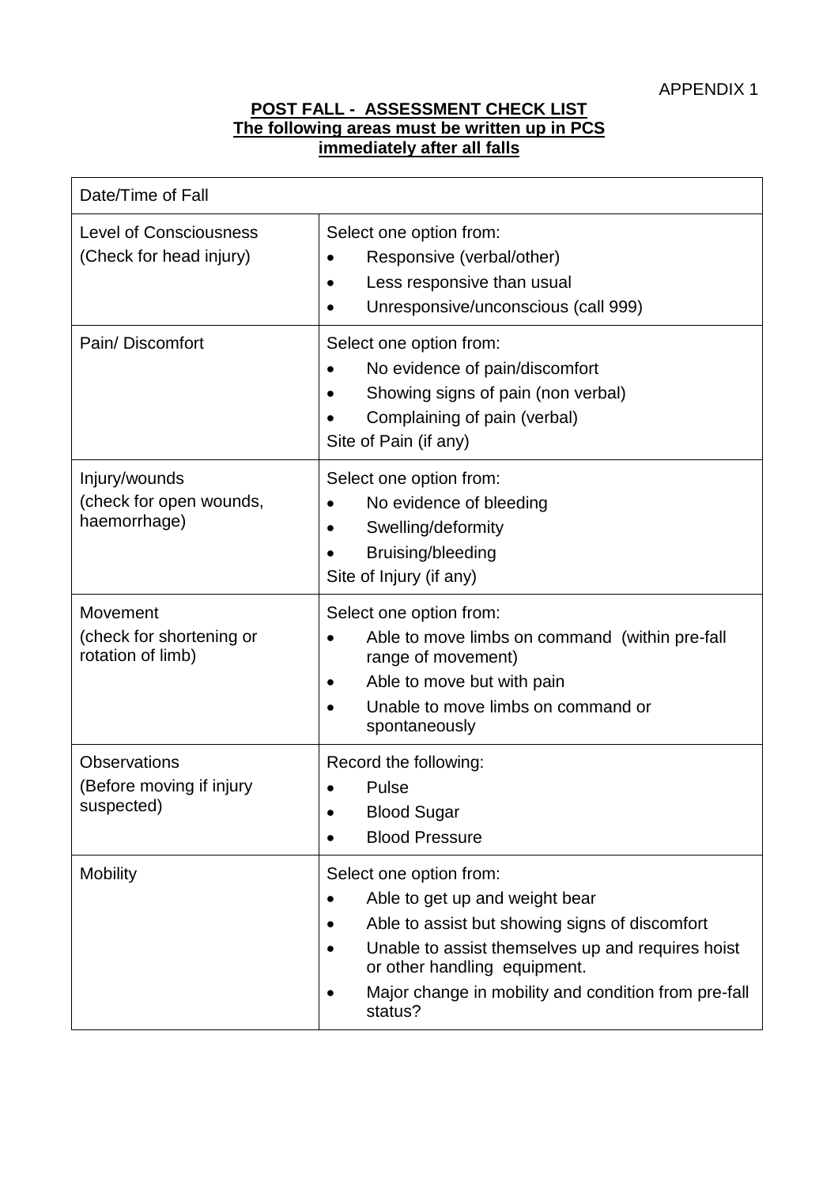APPENDIX 1

**POST FALL - ASSESSMENT CHECK LIST**
**The following areas must be written up in PCS immediately after all falls**

| Date/Time of Fall | |
|---|---|
| Level of Consciousness (Check for head injury) | Select one option from: <br>• Responsive (verbal/other) <br>• Less responsive than usual <br>• Unresponsive/unconscious (call 999) |
| Pain/ Discomfort | Select one option from: <br>• No evidence of pain/discomfort <br>• Showing signs of pain (non verbal) <br>• Complaining of pain (verbal) <br>Site of Pain (if any) |
| Injury/wounds (check for open wounds, haemorrhage) | Select one option from: <br>• No evidence of bleeding <br>• Swelling/deformity <br>• Bruising/bleeding <br>Site of Injury (if any) |
| Movement (check for shortening or rotation of limb) | Select one option from: <br>• Able to move limbs on command (within pre-fall range of movement) <br>• Able to move but with pain <br>• Unable to move limbs on command or spontaneously |
| Observations (Before moving if injury suspected) | Record the following: <br>• Pulse <br>• Blood Sugar <br>• Blood Pressure |
| Mobility | Select one option from: <br>• Able to get up and weight bear <br>• Able to assist but showing signs of discomfort <br>• Unable to assist themselves up and requires hoist or other handling equipment. <br>• Major change in mobility and condition from pre-fall status? |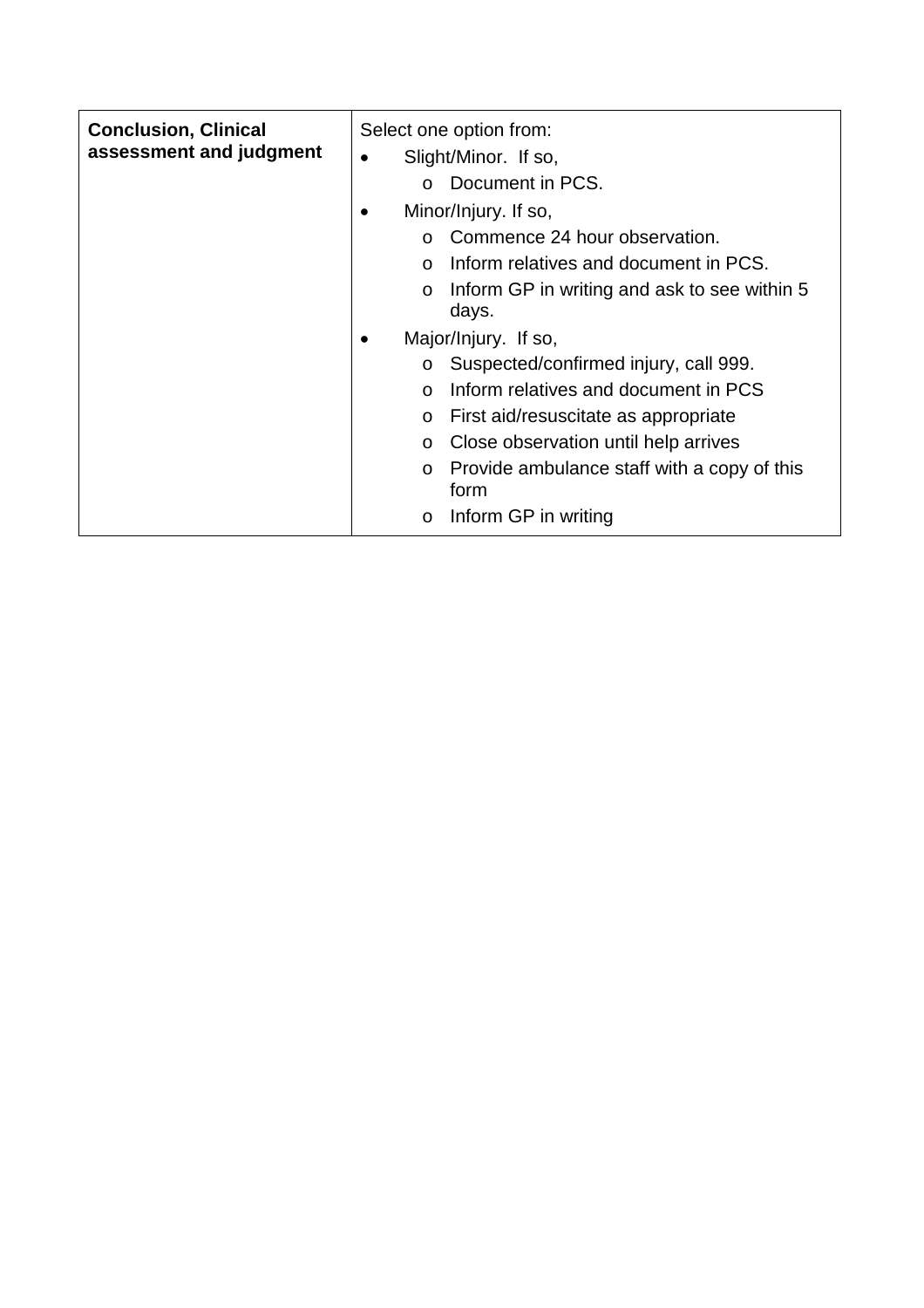| **Conclusion, Clinical assessment and judgment** | Select one option from:<br>• Slight/Minor. If so,<br>o Document in PCS.<br>• Minor/Injury. If so,<br>o Commence 24 hour observation.<br>o Inform relatives and document in PCS.<br>o Inform GP in writing and ask to see within 5 days.<br>• Major/Injury. If so,<br>o Suspected/confirmed injury, call 999.<br>o Inform relatives and document in PCS<br>o First aid/resuscitate as appropriate<br>o Close observation until help arrives<br>o Provide ambulance staff with a copy of this form<br>o Inform GP in writing |
|---|---|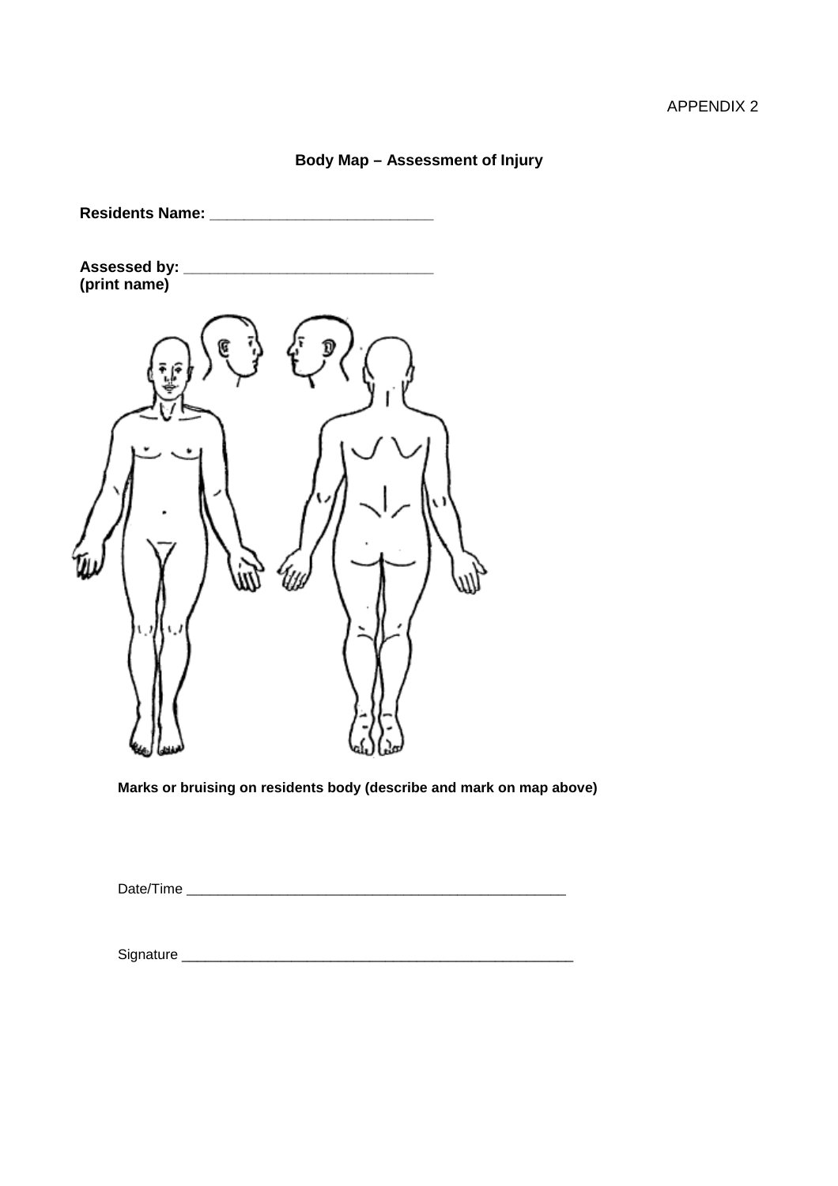APPENDIX 2

## Body Map – Assessment of Injury

**Residents Name: ___________________________**

**Assessed by: ______________________________**
**(print name)**

**Marks or bruising on residents body (describe and mark on map above)**

Date/Time __________________________________________________

Signature ____________________________________________________